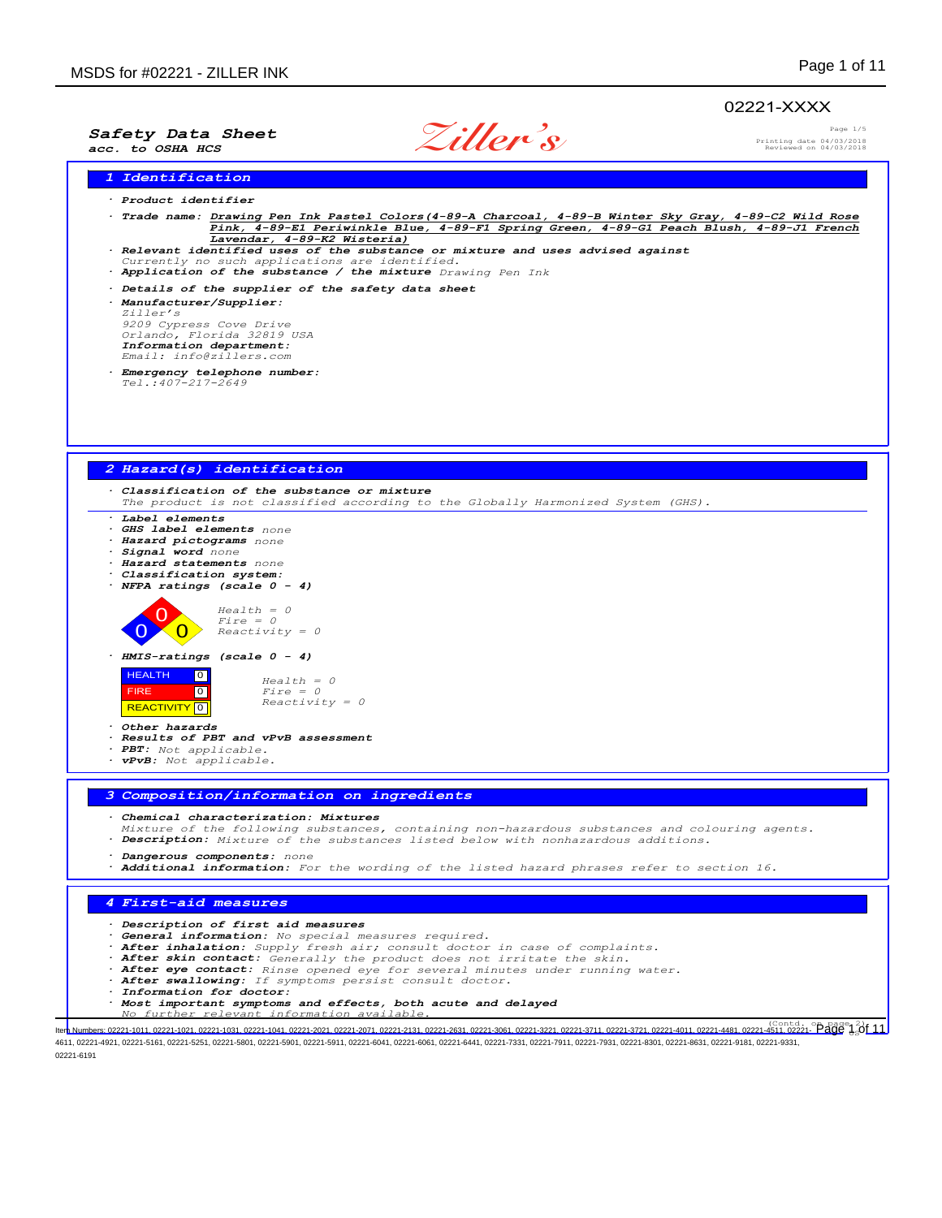02221-XXXX

**Safety Data Sheet**
**acc. to OSHA HCS**

Ziller's

Page 1/5
Printing date 04/03/2018
Reviewed on 04/03/2018

## 1 Identification

· **Product identifier**

· **Trade name:** Drawing Pen Ink Pastel Colors(4-89-A Charcoal, 4-89-B Winter Sky Gray, 4-89-C2 Wild Rose Pink, 4-89-E1 Periwinkle Blue, 4-89-F1 Spring Green, 4-89-G1 Peach Blush, 4-89-J1 French Lavendar, 4-89-K2 Wisteria)

· **Relevant identified uses of the substance or mixture and uses advised against**
*Currently no such applications are identified.*

· **Application of the substance / the mixture** *Drawing Pen Ink*

· **Details of the supplier of the safety data sheet**

· **Manufacturer/Supplier:**
*Ziller's*
*9209 Cypress Cove Drive*
*Orlando, Florida 32819 USA*
**Information department:**
*Email: info@zillers.com*

· **Emergency telephone number:**
*Tel.:407-217-2649*

## 2 Hazard(s) identification

· **Classification of the substance or mixture**
*The product is not classified according to the Globally Harmonized System (GHS).*

· **Label elements**
· **GHS label elements** *none*
· **Hazard pictograms** *none*
· **Signal word** *none*
· **Hazard statements** *none*
· **Classification system:**
· **NFPA ratings (scale 0 - 4)**

*Health = 0*
*Fire = 0*
*Reactivity = 0*

· **HMIS-ratings (scale 0 - 4)**

| | |
|---|---|
| HEALTH | 0 |
| FIRE | 0 |
| REACTIVITY | 0 |

*Health = 0*
*Fire = 0*
*Reactivity = 0*

· **Other hazards**
· **Results of PBT and vPvB assessment**
· **PBT:** *Not applicable.*
· **vPvB:** *Not applicable.*

## 3 Composition/information on ingredients

· **Chemical characterization: Mixtures**
*Mixture of the following substances, containing non-hazardous substances and colouring agents.*
· **Description:** *Mixture of the substances listed below with nonhazardous additions.*

· **Dangerous components:** *none*
· **Additional information:** *For the wording of the listed hazard phrases refer to section 16.*

## 4 First-aid measures

· **Description of first aid measures**
· **General information:** *No special measures required.*
· **After inhalation:** *Supply fresh air; consult doctor in case of complaints.*
· **After skin contact:** *Generally the product does not irritate the skin.*
· **After eye contact:** *Rinse opened eye for several minutes under running water.*
· **After swallowing:** *If symptoms persist consult doctor.*
· **Information for doctor:**
· **Most important symptoms and effects, both acute and delayed**
*No further relevant information available.*

(Contd. on page 2)

Item Numbers: 02221-1011, 02221-1021, 02221-1031, 02221-1041, 02221-2021, 02221-2071, 02221-2131, 02221-2631, 02221-3061, 02221-3221, 02221-3711, 02221-3721, 02221-4011, 02221-4481, 02221-4511, 02221-4611, 02221-4921, 02221-5161, 02221-5251, 02221-5801, 02221-5901, 02221-5911, 02221-6041, 02221-6061, 02221-6441, 02221-7331, 02221-7911, 02221-7931, 02221-8301, 02221-8631, 02221-9181, 02221-9331, 02221-6191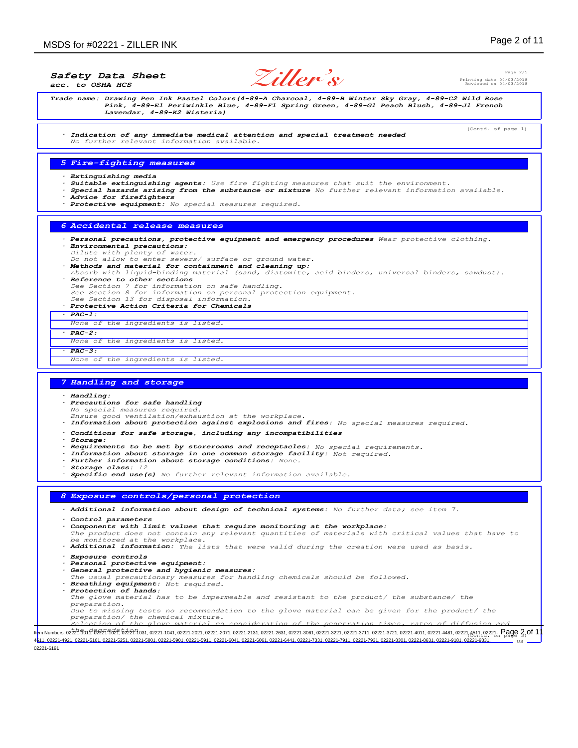**Safety Data Sheet**
*acc. to OSHA HCS*

Printing date 04/03/2018
Reviewed on 04/03/2018

**Trade name:** *Drawing Pen Ink Pastel Colors(4-89-A Charcoal, 4-89-B Winter Sky Gray, 4-89-C2 Wild Rose Pink, 4-89-E1 Periwinkle Blue, 4-89-F1 Spring Green, 4-89-G1 Peach Blush, 4-89-J1 French Lavendar, 4-89-K2 Wisteria)*

(Contd. of page 1)

· **Indication of any immediate medical attention and special treatment needed**
No further relevant information available.

## 5 Fire-fighting measures

· **Extinguishing media**
· **Suitable extinguishing agents:** Use fire fighting measures that suit the environment.
· **Special hazards arising from the substance or mixture** No further relevant information available.
· **Advice for firefighters**
· **Protective equipment:** No special measures required.

## 6 Accidental release measures

· **Personal precautions, protective equipment and emergency procedures** Wear protective clothing.
· **Environmental precautions:**
Dilute with plenty of water.
Do not allow to enter sewers/ surface or ground water.
· **Methods and material for containment and cleaning up:**
Absorb with liquid-binding material (sand, diatomite, acid binders, universal binders, sawdust).
· **Reference to other sections**
See Section 7 for information on safe handling.
See Section 8 for information on personal protection equipment.
See Section 13 for disposal information.
· **Protective Action Criteria for Chemicals**

· **PAC-1:**
None of the ingredients is listed.

· **PAC-2:**
None of the ingredients is listed.

· **PAC-3:**
None of the ingredients is listed.

## 7 Handling and storage

· **Handling:**
· **Precautions for safe handling**
No special measures required.
Ensure good ventilation/exhaustion at the workplace.
· **Information about protection against explosions and fires:** No special measures required.

· **Conditions for safe storage, including any incompatibilities**
· **Storage:**
· **Requirements to be met by storerooms and receptacles:** No special requirements.
· **Information about storage in one common storage facility:** Not required.
· **Further information about storage conditions:** None.
· **Storage class:** 12
· **Specific end use(s)** No further relevant information available.

## 8 Exposure controls/personal protection

· **Additional information about design of technical systems:** No further data; see item 7.

· **Control parameters**
· **Components with limit values that require monitoring at the workplace:**
The product does not contain any relevant quantities of materials with critical values that have to be monitored at the workplace.
· **Additional information:** The lists that were valid during the creation were used as basis.

· **Exposure controls**
· **Personal protective equipment:**
· **General protective and hygienic measures:**
The usual precautionary measures for handling chemicals should be followed.
· **Breathing equipment:** Not required.
· **Protection of hands:**
The glove material has to be impermeable and resistant to the product/ the substance/ the preparation.
Due to missing tests no recommendation to the glove material can be given for the product/ the preparation/ the chemical mixture.
Selection of the glove material on consideration of the penetration times, rates of diffusion and the degradation

(Contd. on page 3)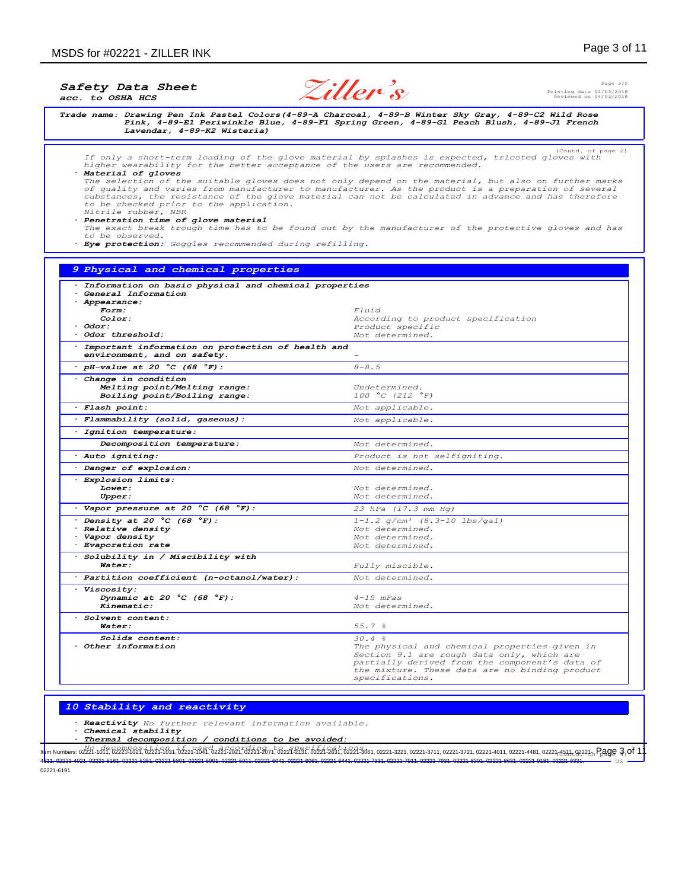**Safety Data Sheet**
**acc. to OSHA HCS**

**Trade name:** ***Drawing Pen Ink Pastel Colors(4-89-A Charcoal, 4-89-B Winter Sky Gray, 4-89-C2 Wild Rose Pink, 4-89-E1 Periwinkle Blue, 4-89-F1 Spring Green, 4-89-G1 Peach Blush, 4-89-J1 French Lavendar, 4-89-K2 Wisteria)***

(Contd. of page 2)

If only a short-term loading of the glove material by splashes is expected, tricoted gloves with higher wearability for the better acceptance of the users are recommended.

· **Material of gloves**
The selection of the suitable gloves does not only depend on the material, but also on further marks of quality and varies from manufacturer to manufacturer. As the product is a preparation of several substances, the resistance of the glove material can not be calculated in advance and has therefore to be checked prior to the application.
Nitrile rubber, NBR

· **Penetration time of glove material**
The exact break trough time has to be found out by the manufacturer of the protective gloves and has to be observed.

· **Eye protection:** Goggles recommended during refilling.

## 9 Physical and chemical properties

| | |
|---|---|
| · **Information on basic physical and chemical properties** | |
| · **General Information** | |
| · **Appearance:** | |
| **Form:** | Fluid |
| **Color:** | According to product specification |
| · **Odor:** | Product specific |
| · **Odor threshold:** | Not determined. |
| · **Important information on protection of health and environment, and on safety.** | – |
| · **pH-value at 20 °C (68 °F):** | 8-8.5 |
| · **Change in condition** | |
| **Melting point/Melting range:** | Undetermined. |
| **Boiling point/Boiling range:** | 100 °C (212 °F) |
| · **Flash point:** | Not applicable. |
| · **Flammability (solid, gaseous):** | Not applicable. |
| · **Ignition temperature:** | |
| **Decomposition temperature:** | Not determined. |
| · **Auto igniting:** | Product is not selfigniting. |
| · **Danger of explosion:** | Not determined. |
| · **Explosion limits:** | |
| **Lower:** | Not determined. |
| **Upper:** | Not determined. |
| · **Vapor pressure at 20 °C (68 °F):** | 23 hPa (17.3 mm Hg) |
| · **Density at 20 °C (68 °F):** | 1-1.2 g/cm³ (8.3-10 lbs/gal) |
| · **Relative density** | Not determined. |
| · **Vapor density** | Not determined. |
| · **Evaporation rate** | Not determined. |
| · **Solubility in / Miscibility with** | |
| **Water:** | Fully miscible. |
| · **Partition coefficient (n-octanol/water):** | Not determined. |
| · **Viscosity:** | |
| **Dynamic at 20 °C (68 °F):** | 4-15 mPas |
| **Kinematic:** | Not determined. |
| · **Solvent content:** | |
| **Water:** | 55.7 % |
| **Solids content:** | 30.4 % |
| · **Other information** | The physical and chemical properties given in Section 9.1 are rough data only, which are partially derived from the component's data of the mixture. These data are no binding product specifications. |

## 10 Stability and reactivity

· **Reactivity** No further relevant information available.
· **Chemical stability**
· **Thermal decomposition / conditions to be avoided:**
No decomposition if used according to specifications.

(Contd. on page 4)

Item Numbers: 02221-1011, 02221-1021, 02221-1031, 02221-1041, 02221-2021, 02221-2071, 02221-2131, 02221-2631, 02221-3061, 02221-3221, 02221-3711, 02221-3721, 02221-4011, 02221-4481, 02221-4511, 02221-4611, 02221-4921, 02221-5161, 02221-5251, 02221-5801, 02221-5901, 02221-5911, 02221-6041, 02221-6061, 02221-6441, 02221-7331, 02221-7911, 02221-7931, 02221-8301, 02221-8631, 02221-0181, 02221-0331, 02221-6191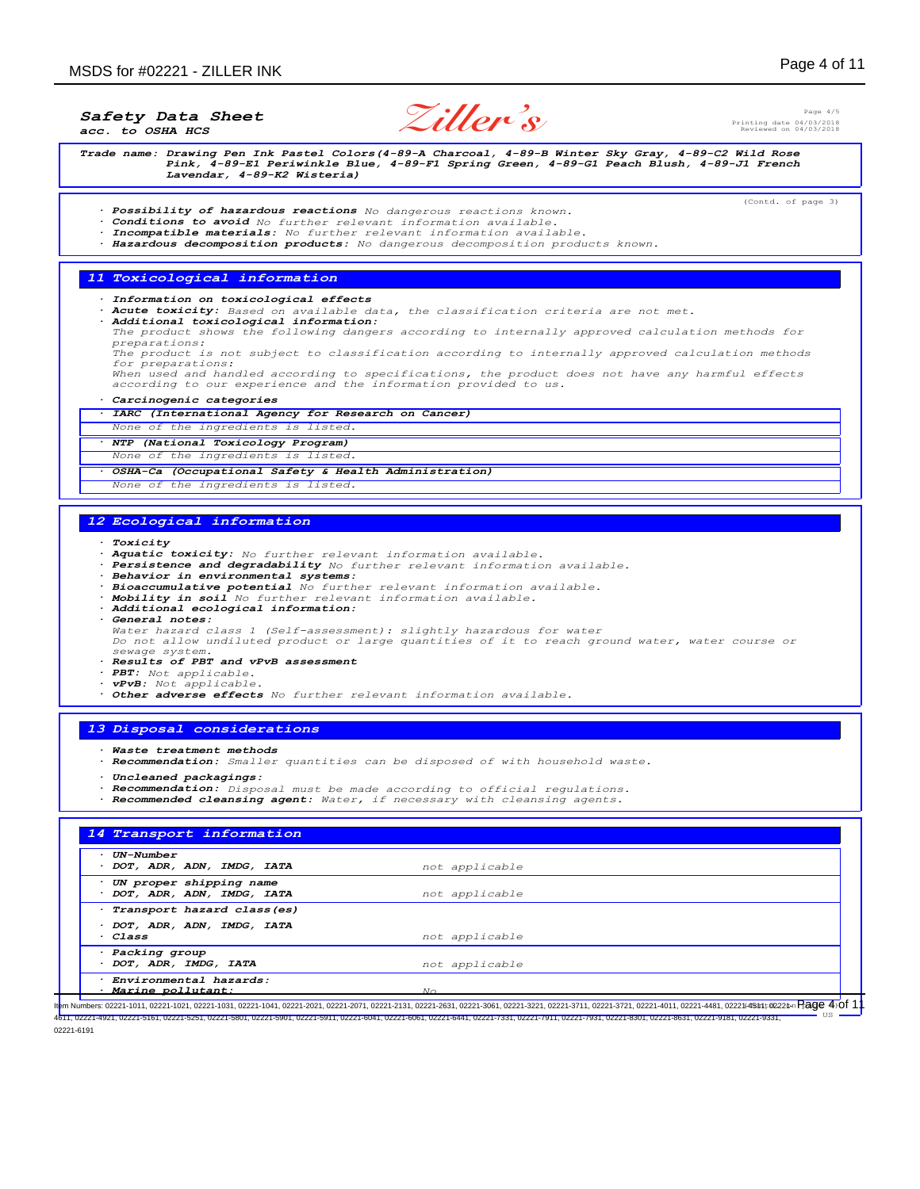**Safety Data Sheet**
*acc. to OSHA HCS*

Printing date 04/03/2018
Reviewed on 04/03/2018

**Trade name:** *Drawing Pen Ink Pastel Colors(4-89-A Charcoal, 4-89-B Winter Sky Gray, 4-89-C2 Wild Rose Pink, 4-89-E1 Periwinkle Blue, 4-89-F1 Spring Green, 4-89-G1 Peach Blush, 4-89-J1 French Lavendar, 4-89-K2 Wisteria)*

(Contd. of page 3)

- **Possibility of hazardous reactions** No dangerous reactions known.
- **Conditions to avoid** No further relevant information available.
- **Incompatible materials:** No further relevant information available.
- **Hazardous decomposition products:** No dangerous decomposition products known.

## 11 Toxicological information

- **Information on toxicological effects**
- **Acute toxicity:** Based on available data, the classification criteria are not met.
- **Additional toxicological information:**
  The product shows the following dangers according to internally approved calculation methods for preparations:
  The product is not subject to classification according to internally approved calculation methods for preparations:
  When used and handled according to specifications, the product does not have any harmful effects according to our experience and the information provided to us.
- **Carcinogenic categories**
- **IARC (International Agency for Research on Cancer)**
  None of the ingredients is listed.
- **NTP (National Toxicology Program)**
  None of the ingredients is listed.
- **OSHA-Ca (Occupational Safety & Health Administration)**
  None of the ingredients is listed.

## 12 Ecological information

- **Toxicity**
- **Aquatic toxicity:** No further relevant information available.
- **Persistence and degradability** No further relevant information available.
- **Behavior in environmental systems:**
- **Bioaccumulative potential** No further relevant information available.
- **Mobility in soil** No further relevant information available.
- **Additional ecological information:**
- **General notes:**
  Water hazard class 1 (Self-assessment): slightly hazardous for water
  Do not allow undiluted product or large quantities of it to reach ground water, water course or sewage system.
- **Results of PBT and vPvB assessment**
- **PBT:** Not applicable.
- **vPvB:** Not applicable.
- **Other adverse effects** No further relevant information available.

## 13 Disposal considerations

- **Waste treatment methods**
- **Recommendation:** Smaller quantities can be disposed of with household waste.
- **Uncleaned packagings:**
- **Recommendation:** Disposal must be made according to official regulations.
- **Recommended cleansing agent:** Water, if necessary with cleansing agents.

## 14 Transport information

| | |
|---|---|
| **· UN-Number** | |
| **· DOT, ADR, ADN, IMDG, IATA** | not applicable |
| **· UN proper shipping name** | |
| **· DOT, ADR, ADN, IMDG, IATA** | not applicable |
| **· Transport hazard class(es)** | |
| **· DOT, ADR, ADN, IMDG, IATA** | |
| **· Class** | not applicable |
| **· Packing group** | |
| **· DOT, ADR, IMDG, IATA** | not applicable |
| **· Environmental hazards:** | |
| **· Marine pollutant:** | No |

Item Numbers: 02221-1011, 02221-1021, 02221-1031, 02221-1041, 02221-2021, 02221-2071, 02221-2131, 02221-2631, 02221-3061, 02221-3221, 02221-3711, 02221-3721, 02221-4011, 02221-4481, 02221-4511, 02221-4611, 02221-4921, 02221-5161, 02221-5251, 02221-5801, 02221-5901, 02221-5911, 02221-6041, 02221-6061, 02221-6441, 02221-7331, 02221-7911, 02221-7931, 02221-8301, 02221-8631, 02221-9181, 02221-9331, 02221-6191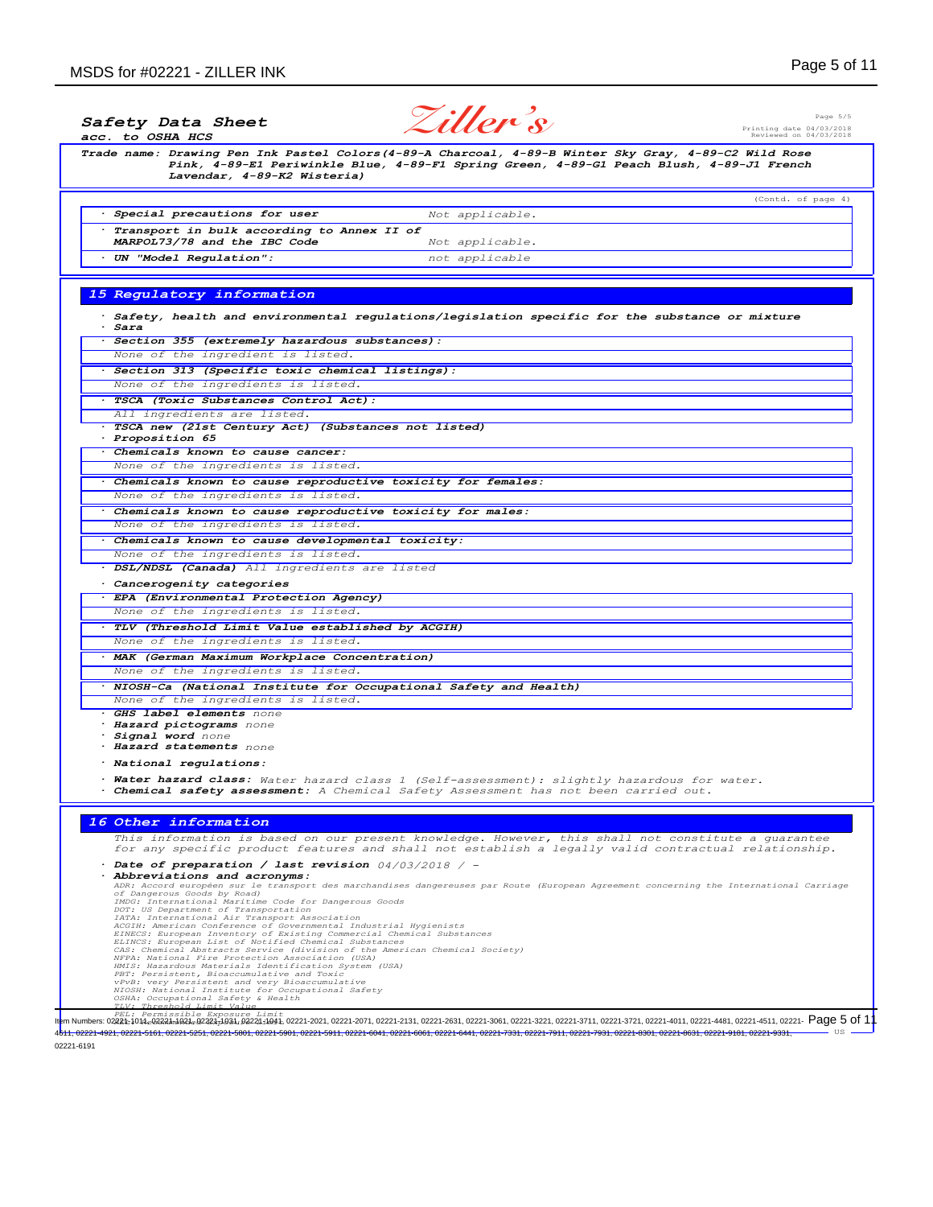**Safety Data Sheet**
*acc. to OSHA HCS*

Printing date 04/03/2018
Reviewed on 04/03/2018

**Trade name:** *Drawing Pen Ink Pastel Colors(4-89-A Charcoal, 4-89-B Winter Sky Gray, 4-89-C2 Wild Rose Pink, 4-89-E1 Periwinkle Blue, 4-89-F1 Spring Green, 4-89-G1 Peach Blush, 4-89-J1 French Lavendar, 4-89-K2 Wisteria)*

(Contd. of page 4)

| | |
|---|---|
| · **Special precautions for user** | Not applicable. |
| · **Transport in bulk according to Annex II of MARPOL73/78 and the IBC Code** | Not applicable. |
| · **UN "Model Regulation":** | not applicable |

## 15 Regulatory information

· **Safety, health and environmental regulations/legislation specific for the substance or mixture**
· **Sara**

· **Section 355 (extremely hazardous substances):**
None of the ingredient is listed.

· **Section 313 (Specific toxic chemical listings):**
None of the ingredients is listed.

· **TSCA (Toxic Substances Control Act):**
All ingredients are listed.

· **TSCA new (21st Century Act) (Substances not listed)**

· **Proposition 65**

· **Chemicals known to cause cancer:**
None of the ingredients is listed.

· **Chemicals known to cause reproductive toxicity for females:**
None of the ingredients is listed.

· **Chemicals known to cause reproductive toxicity for males:**
None of the ingredients is listed.

· **Chemicals known to cause developmental toxicity:**
None of the ingredients is listed.

· **DSL/NDSL (Canada)** All ingredients are listed

· **Cancerogenity categories**

· **EPA (Environmental Protection Agency)**
None of the ingredients is listed.

· **TLV (Threshold Limit Value established by ACGIH)**
None of the ingredients is listed.

· **MAK (German Maximum Workplace Concentration)**
None of the ingredients is listed.

· **NIOSH-Ca (National Institute for Occupational Safety and Health)**
None of the ingredients is listed.

· **GHS label elements** none
· **Hazard pictograms** none
· **Signal word** none
· **Hazard statements** none

· **National regulations:**

· **Water hazard class:** Water hazard class 1 (Self-assessment): slightly hazardous for water.
· **Chemical safety assessment:** A Chemical Safety Assessment has not been carried out.

## 16 Other information

This information is based on our present knowledge. However, this shall not constitute a guarantee for any specific product features and shall not establish a legally valid contractual relationship.

· **Date of preparation / last revision** 04/03/2018 / -
· **Abbreviations and acronyms:**
ADR: Accord européen sur le transport des marchandises dangereuses par Route (European Agreement concerning the International Carriage of Dangerous Goods by Road)
IMDG: International Maritime Code for Dangerous Goods
DOT: US Department of Transportation
IATA: International Air Transport Association
ACGIH: American Conference of Governmental Industrial Hygienists
EINECS: European Inventory of Existing Commercial Chemical Substances
ELINCS: European List of Notified Chemical Substances
CAS: Chemical Abstracts Service (division of the American Chemical Society)
NFPA: National Fire Protection Association (USA)
HMIS: Hazardous Materials Identification System (USA)
PBT: Persistent, Bioaccumulative and Toxic
vPvB: very Persistent and very Bioaccumulative
NIOSH: National Institute for Occupational Safety
OSHA: Occupational Safety & Health
TLV: Threshold Limit Value
PEL: Permissible Exposure Limit

Item Numbers: 02221-1011, 02221-1021, 02221-1031, 02221-1041, 02221-2021, 02221-2071, 02221-2131, 02221-2631, 02221-3061, 02221-3221, 02221-3711, 02221-3721, 02221-4011, 02221-4481, 02221-4511, 02221-4611, 02221-4921, 02221-5161, 02221-5251, 02221-5801, 02221-5901, 02221-5911, 02221-6041, 02221-6061, 02221-6441, 02221-7331, 02221-7911, 02221-7931, 02221-8301, 02221-8631, 02221-9181, 02221-9331, 02221-6191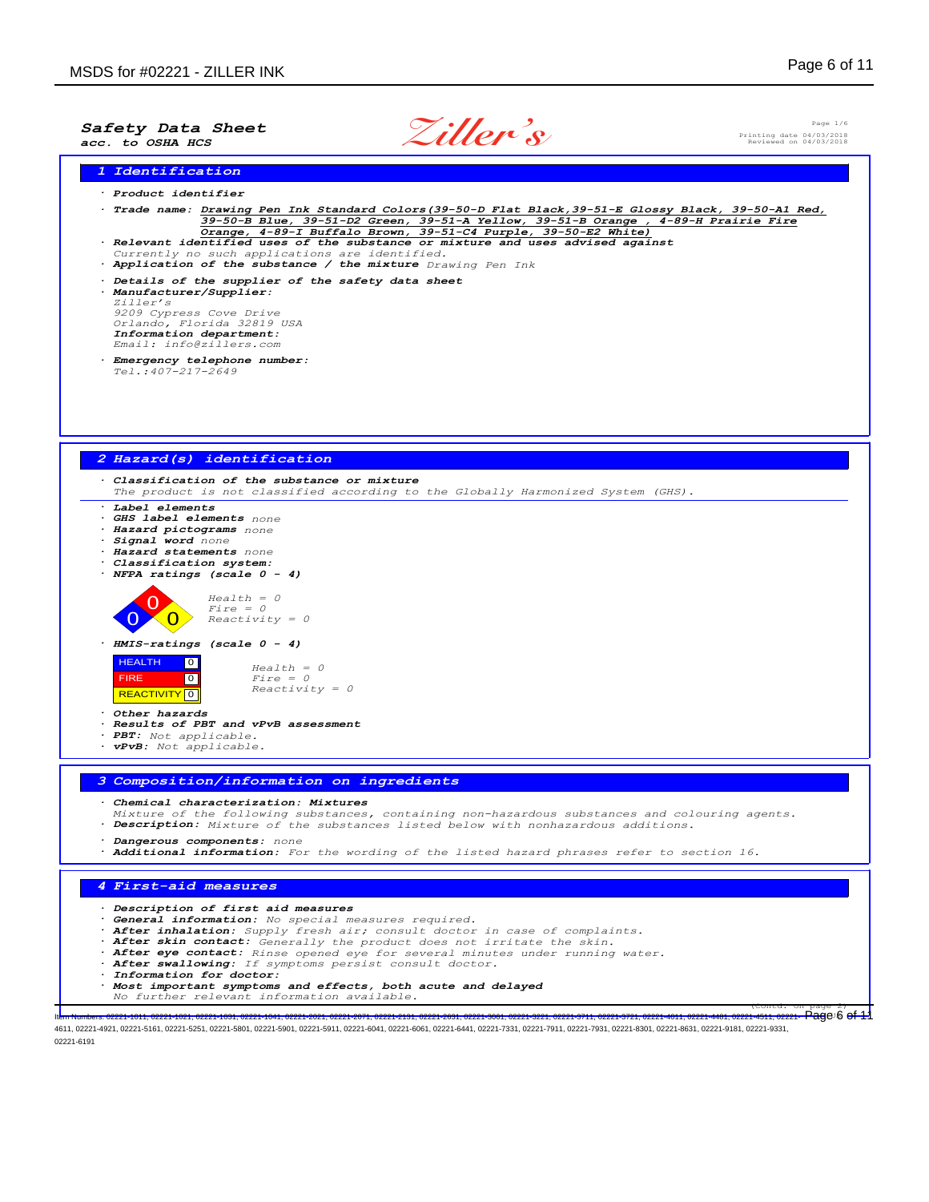**Safety Data Sheet**
**acc. to OSHA HCS**

Ziller's

Page 1/6
Printing date 04/03/2018
Reviewed on 04/03/2018

## 1 Identification

· **Product identifier**

· **Trade name:** Drawing Pen Ink Standard Colors(39-50-D Flat Black,39-51-E Glossy Black, 39-50-A1 Red, 39-50-B Blue, 39-51-D2 Green, 39-51-A Yellow, 39-51-B Orange , 4-89-H Prairie Fire Orange, 4-89-I Buffalo Brown, 39-51-C4 Purple, 39-50-E2 White)

· **Relevant identified uses of the substance or mixture and uses advised against**
Currently no such applications are identified.

· **Application of the substance / the mixture** Drawing Pen Ink

· **Details of the supplier of the safety data sheet**

· **Manufacturer/Supplier:**
Ziller's
9209 Cypress Cove Drive
Orlando, Florida 32819 USA
**Information department:**
Email: info@zillers.com

· **Emergency telephone number:**
Tel.:407-217-2649

## 2 Hazard(s) identification

· **Classification of the substance or mixture**
The product is not classified according to the Globally Harmonized System (GHS).

· **Label elements**
· **GHS label elements** none
· **Hazard pictograms** none
· **Signal word** none
· **Hazard statements** none
· **Classification system:**
· **NFPA ratings (scale 0 - 4)**

Health = 0
Fire = 0
Reactivity = 0

· **HMIS-ratings (scale 0 - 4)**

| | |
|---|---|
| HEALTH | 0 |
| FIRE | 0 |
| REACTIVITY | 0 |

Health = 0
Fire = 0
Reactivity = 0

· **Other hazards**
· **Results of PBT and vPvB assessment**
· **PBT:** Not applicable.
· **vPvB:** Not applicable.

## 3 Composition/information on ingredients

· **Chemical characterization: Mixtures**
Mixture of the following substances, containing non-hazardous substances and colouring agents.
· **Description:** Mixture of the substances listed below with nonhazardous additions.

· **Dangerous components:** none
· **Additional information:** For the wording of the listed hazard phrases refer to section 16.

## 4 First-aid measures

· **Description of first aid measures**
· **General information:** No special measures required.
· **After inhalation:** Supply fresh air; consult doctor in case of complaints.
· **After skin contact:** Generally the product does not irritate the skin.
· **After eye contact:** Rinse opened eye for several minutes under running water.
· **After swallowing:** If symptoms persist consult doctor.
· **Information for doctor:**
· **Most important symptoms and effects, both acute and delayed**
No further relevant information available.

(Contd. on page 2)

Item Numbers: 02221-1011, 02221-1021, 02221-1031, 02221-1041, 02221-2021, 02221-2071, 02221-2131, 02221-2831, 02221-3061, 02221-3221, 02221-3711, 02221-3721, 02221-4011, 02221-4481, 02221-4511, 02221-4611, 02221-4921, 02221-5161, 02221-5251, 02221-5801, 02221-5901, 02221-5911, 02221-6041, 02221-6061, 02221-6441, 02221-7331, 02221-7911, 02221-7931, 02221-8301, 02221-8631, 02221-9181, 02221-9331, 02221-6191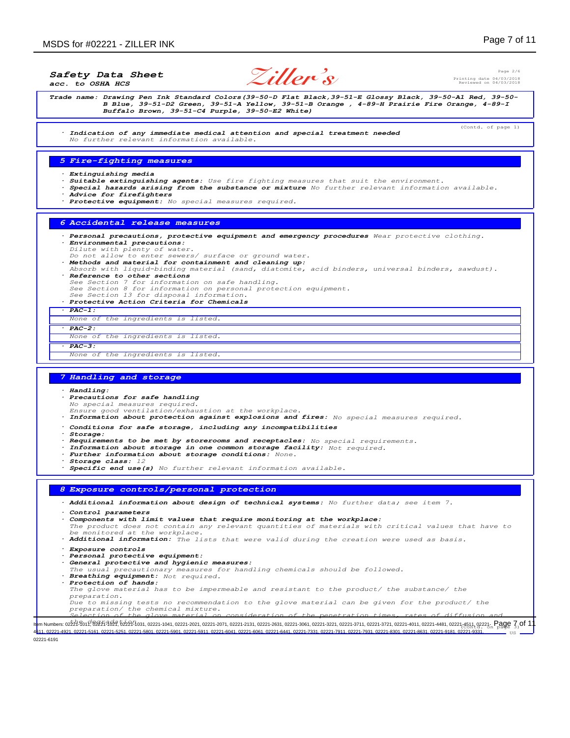**Safety Data Sheet**
*acc. to OSHA HCS*

Ziller's

Printing date 04/03/2018
Reviewed on 04/03/2018

**Trade name: Drawing Pen Ink Standard Colors(39-50-D Flat Black,39-51-E Glossy Black, 39-50-A1 Red, 39-50-B Blue, 39-51-D2 Green, 39-51-A Yellow, 39-51-B Orange , 4-89-H Prairie Fire Orange, 4-89-I Buffalo Brown, 39-51-C4 Purple, 39-50-E2 White)**

(Contd. of page 1)

· **Indication of any immediate medical attention and special treatment needed**
No further relevant information available.

## 5 Fire-fighting measures

· **Extinguishing media**
· **Suitable extinguishing agents:** Use fire fighting measures that suit the environment.
· **Special hazards arising from the substance or mixture** No further relevant information available.
· **Advice for firefighters**
· **Protective equipment:** No special measures required.

## 6 Accidental release measures

· **Personal precautions, protective equipment and emergency procedures** Wear protective clothing.
· **Environmental precautions:**
Dilute with plenty of water.
Do not allow to enter sewers/ surface or ground water.
· **Methods and material for containment and cleaning up:**
Absorb with liquid-binding material (sand, diatomite, acid binders, universal binders, sawdust).
· **Reference to other sections**
See Section 7 for information on safe handling.
See Section 8 for information on personal protection equipment.
See Section 13 for disposal information.
· **Protective Action Criteria for Chemicals**

· **PAC-1:**
None of the ingredients is listed.

· **PAC-2:**
None of the ingredients is listed.

· **PAC-3:**
None of the ingredients is listed.

## 7 Handling and storage

· **Handling:**
· **Precautions for safe handling**
No special measures required.
Ensure good ventilation/exhaustion at the workplace.
· **Information about protection against explosions and fires:** No special measures required.
· **Conditions for safe storage, including any incompatibilities**
· **Storage:**
· **Requirements to be met by storerooms and receptacles:** No special requirements.
· **Information about storage in one common storage facility:** Not required.
· **Further information about storage conditions:** None.
· **Storage class:** 12
· **Specific end use(s)** No further relevant information available.

## 8 Exposure controls/personal protection

· **Additional information about design of technical systems:** No further data; see item 7.
· **Control parameters**
· **Components with limit values that require monitoring at the workplace:**
The product does not contain any relevant quantities of materials with critical values that have to be monitored at the workplace.
· **Additional information:** The lists that were valid during the creation were used as basis.
· **Exposure controls**
· **Personal protective equipment:**
· **General protective and hygienic measures:**
The usual precautionary measures for handling chemicals should be followed.
· **Breathing equipment:** Not required.
· **Protection of hands:**
The glove material has to be impermeable and resistant to the product/ the substance/ the preparation.
Due to missing tests no recommendation to the glove material can be given for the product/ the preparation/ the chemical mixture.
Selection of the glove material on consideration of the penetration times, rates of diffusion and the degradation

(Contd. on page 3)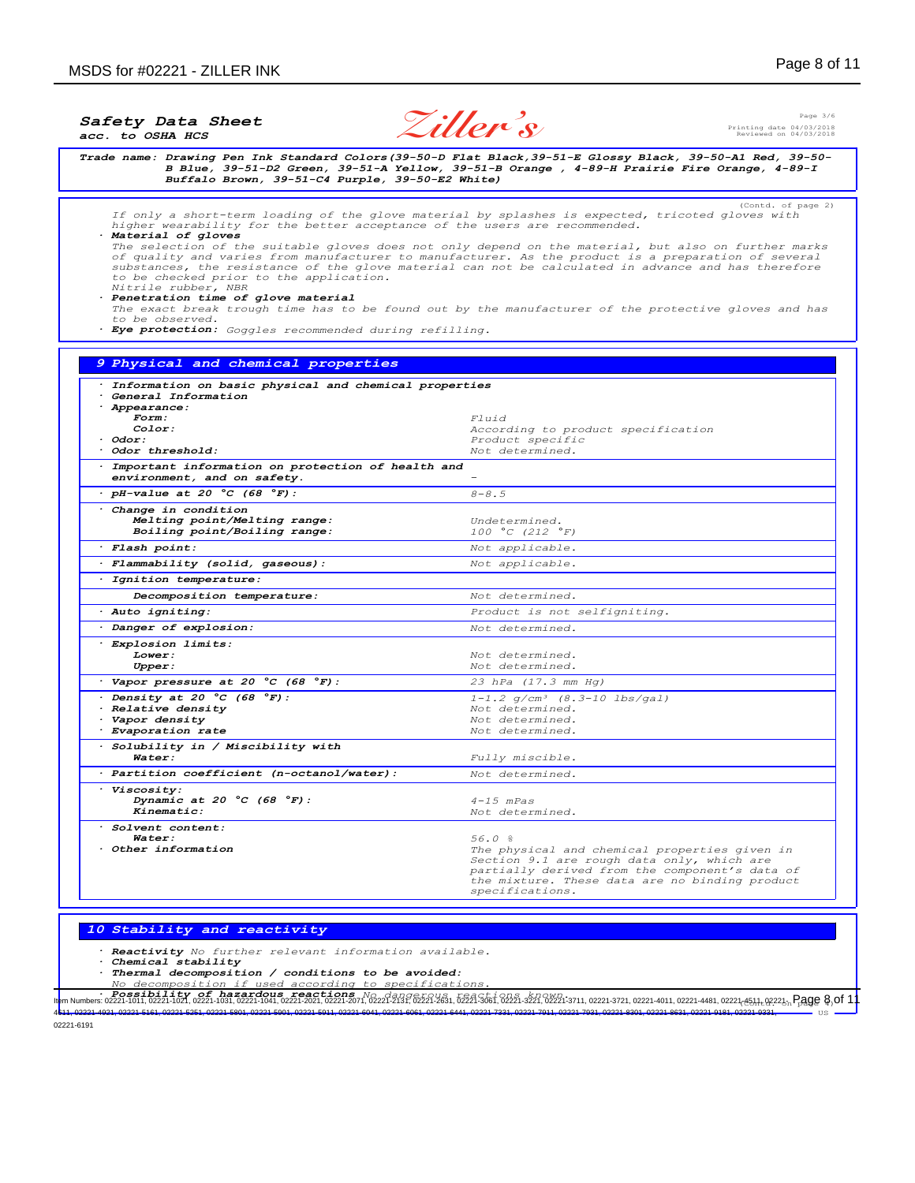**Safety Data Sheet**
*acc. to OSHA HCS*

Page 3/6
Printing date 04/03/2018
Reviewed on 04/03/2018

**Trade name: Drawing Pen Ink Standard Colors(39-50-D Flat Black,39-51-E Glossy Black, 39-50-A1 Red, 39-50-B Blue, 39-51-D2 Green, 39-51-A Yellow, 39-51-B Orange , 4-89-H Prairie Fire Orange, 4-89-I Buffalo Brown, 39-51-C4 Purple, 39-50-E2 White)**

(Contd. of page 2)

If only a short-term loading of the glove material by splashes is expected, tricoted gloves with higher wearability for the better acceptance of the users are recommended.

· **Material of gloves**
The selection of the suitable gloves does not only depend on the material, but also on further marks of quality and varies from manufacturer to manufacturer. As the product is a preparation of several substances, the resistance of the glove material can not be calculated in advance and has therefore to be checked prior to the application.
Nitrile rubber, NBR

· **Penetration time of glove material**
The exact break trough time has to be found out by the manufacturer of the protective gloves and has to be observed.

· **Eye protection:** Goggles recommended during refilling.

## 9 Physical and chemical properties

| Property | Value |
|---|---|
| · **Information on basic physical and chemical properties** | |
| · **General Information** | |
| · **Appearance:** | |
| **Form:** | Fluid |
| **Color:** | According to product specification |
| · **Odor:** | Product specific |
| · **Odor threshold:** | Not determined. |
| · **Important information on protection of health and environment, and on safety.** | - |
| · **pH-value at 20 °C (68 °F):** | 8-8.5 |
| · **Change in condition** | |
| **Melting point/Melting range:** | Undetermined. |
| **Boiling point/Boiling range:** | 100 °C (212 °F) |
| · **Flash point:** | Not applicable. |
| · **Flammability (solid, gaseous):** | Not applicable. |
| · **Ignition temperature:** | |
| **Decomposition temperature:** | Not determined. |
| · **Auto igniting:** | Product is not selfigniting. |
| · **Danger of explosion:** | Not determined. |
| · **Explosion limits:** | |
| **Lower:** | Not determined. |
| **Upper:** | Not determined. |
| · **Vapor pressure at 20 °C (68 °F):** | 23 hPa (17.3 mm Hg) |
| · **Density at 20 °C (68 °F):** | 1-1.2 g/cm³ (8.3-10 lbs/gal) |
| · **Relative density** | Not determined. |
| · **Vapor density** | Not determined. |
| · **Evaporation rate** | Not determined. |
| · **Solubility in / Miscibility with** | |
| **Water:** | Fully miscible. |
| · **Partition coefficient (n-octanol/water):** | Not determined. |
| · **Viscosity:** | |
| **Dynamic at 20 °C (68 °F):** | 4-15 mPas |
| **Kinematic:** | Not determined. |
| · **Solvent content:** | |
| **Water:** | 56.0 % |
| · **Other information** | The physical and chemical properties given in Section 9.1 are rough data only, which are partially derived from the component's data of the mixture. These data are no binding product specifications. |

## 10 Stability and reactivity

· **Reactivity** No further relevant information available.
· **Chemical stability**
· **Thermal decomposition / conditions to be avoided:**
No decomposition if used according to specifications.
· **Possibility of hazardous reactions** No dangerous reactions known.

(Contd. on page 4)

Item Numbers: 02221-1011, 02221-1021, 02221-1031, 02221-1041, 02221-2021, 02221-2071, 02221-2131, 02221-2631, 02221-3061, 02221-3221, 02221-3711, 02221-3721, 02221-4011, 02221-4481, 02221-4511, 02221-4511, 02221-4921, 02221-5161, 02221-5261, 02221-5801, 02221-5901, 02221-5911, 02221-6041, 02221-6061, 02221-6441, 02221-7331, 02221-7911, 02221-7931, 02221-8301, 02221-8631, 02221-9181, 02221-9331, 02221-6191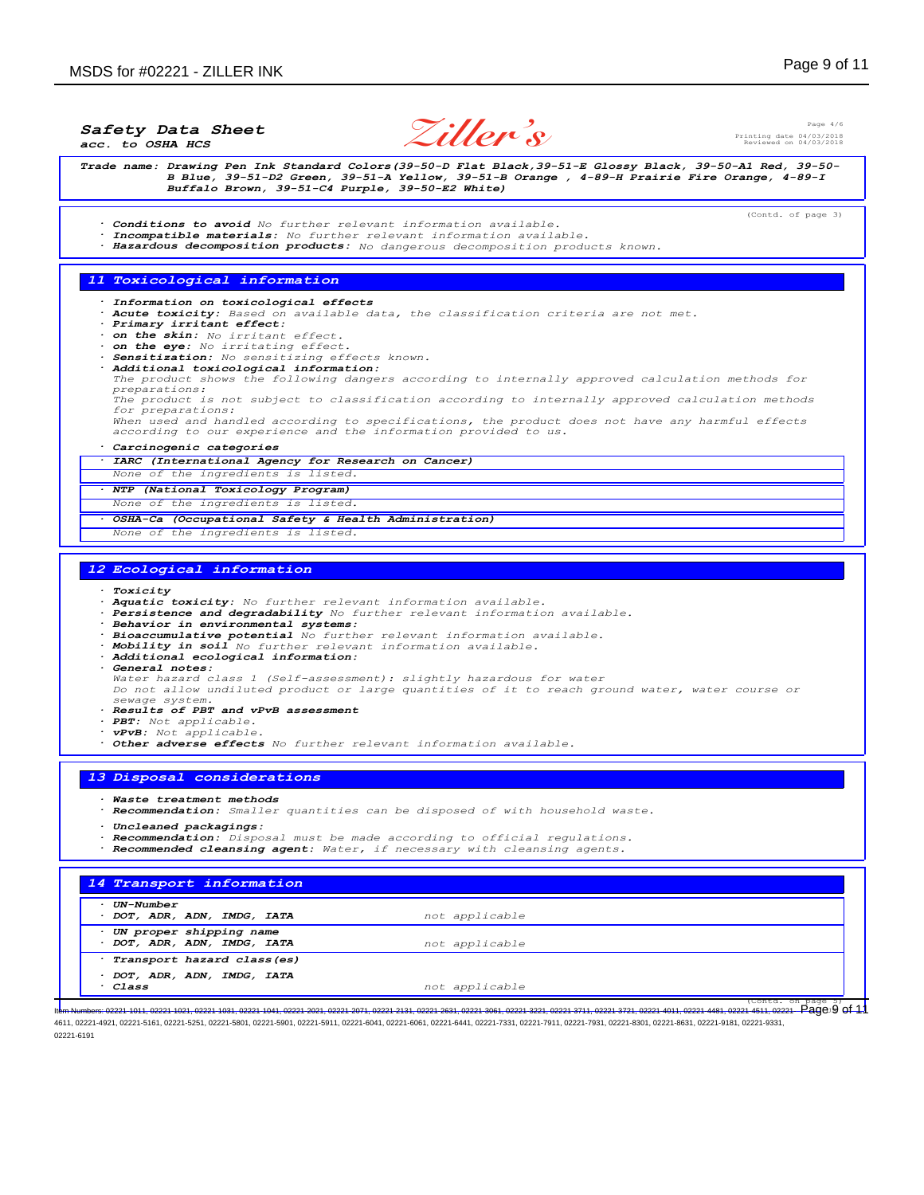**Safety Data Sheet**
**acc. to OSHA HCS**

Zillers

Printing date 04/03/2018
Reviewed on 04/03/2018

**Trade name: Drawing Pen Ink Standard Colors(39-50-D Flat Black,39-51-E Glossy Black, 39-50-A1 Red, 39-50-B Blue, 39-51-D2 Green, 39-51-A Yellow, 39-51-B Orange , 4-89-H Prairie Fire Orange, 4-89-I Buffalo Brown, 39-51-C4 Purple, 39-50-E2 White)**

(Contd. of page 3)

· **Conditions to avoid** No further relevant information available.
· **Incompatible materials:** No further relevant information available.
· **Hazardous decomposition products:** No dangerous decomposition products known.

## 11 Toxicological information

· **Information on toxicological effects**
· **Acute toxicity:** Based on available data, the classification criteria are not met.
· **Primary irritant effect:**
· **on the skin:** No irritant effect.
· **on the eye:** No irritating effect.
· **Sensitization:** No sensitizing effects known.
· **Additional toxicological information:**
The product shows the following dangers according to internally approved calculation methods for preparations:
The product is not subject to classification according to internally approved calculation methods for preparations:
When used and handled according to specifications, the product does not have any harmful effects according to our experience and the information provided to us.

· **Carcinogenic categories**

· **IARC (International Agency for Research on Cancer)**
None of the ingredients is listed.

· **NTP (National Toxicology Program)**
None of the ingredients is listed.

· **OSHA-Ca (Occupational Safety & Health Administration)**
None of the ingredients is listed.

## 12 Ecological information

· **Toxicity**
· **Aquatic toxicity:** No further relevant information available.
· **Persistence and degradability** No further relevant information available.
· **Behavior in environmental systems:**
· **Bioaccumulative potential** No further relevant information available.
· **Mobility in soil** No further relevant information available.
· **Additional ecological information:**
· **General notes:**
Water hazard class 1 (Self-assessment): slightly hazardous for water
Do not allow undiluted product or large quantities of it to reach ground water, water course or sewage system.
· **Results of PBT and vPvB assessment**
· **PBT:** Not applicable.
· **vPvB:** Not applicable.
· **Other adverse effects** No further relevant information available.

## 13 Disposal considerations

· **Waste treatment methods**
· **Recommendation:** Smaller quantities can be disposed of with household waste.

· **Uncleaned packagings:**
· **Recommendation:** Disposal must be made according to official regulations.
· **Recommended cleansing agent:** Water, if necessary with cleansing agents.

## 14 Transport information

| | |
|---|---|
| · **UN-Number** · **DOT, ADR, ADN, IMDG, IATA** | not applicable |
| · **UN proper shipping name** · **DOT, ADR, ADN, IMDG, IATA** | not applicable |
| · **Transport hazard class(es)** · **DOT, ADR, ADN, IMDG, IATA** · **Class** | not applicable |

(Contd. on page 5)

Item Numbers: 02221-1011, 02221-1021, 02221-1031, 02221-1041, 02221-2021, 02221-2071, 02221-2131, 02221-2631, 02221-3061, 02221-3221, 02221-3711, 02221-3721, 02221-4011, 02221-4481, 02221-4511, 02221-4611, 02221-4921, 02221-5161, 02221-5251, 02221-5801, 02221-5901, 02221-5911, 02221-6041, 02221-6061, 02221-6441, 02221-7331, 02221-7911, 02221-7931, 02221-8301, 02221-8631, 02221-9181, 02221-9331, 02221-6191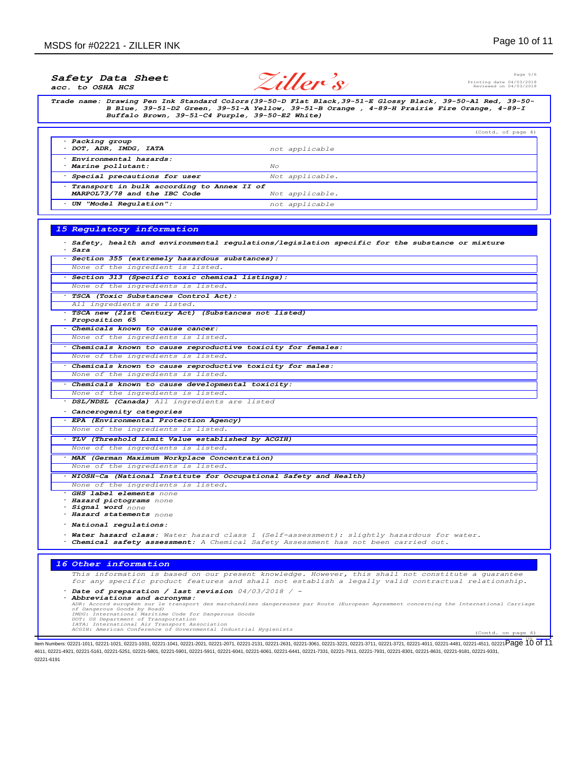**Safety Data Sheet**
*acc. to OSHA HCS*

Printing date 04/03/2018
Reviewed on 04/03/2018

**Trade name: Drawing Pen Ink Standard Colors(39-50-D Flat Black,39-51-E Glossy Black, 39-50-A1 Red, 39-50-B Blue, 39-51-D2 Green, 39-51-A Yellow, 39-51-B Orange , 4-89-H Prairie Fire Orange, 4-89-I Buffalo Brown, 39-51-C4 Purple, 39-50-E2 White)**

(Contd. of page 4)

| | |
|---|---|
| · **Packing group** · **DOT, ADR, IMDG, IATA** | not applicable |
| · **Environmental hazards:** · **Marine pollutant:** | No |
| · **Special precautions for user** | Not applicable. |
| · **Transport in bulk according to Annex II of MARPOL73/78 and the IBC Code** | Not applicable. |
| · **UN "Model Regulation":** | not applicable |

## 15 Regulatory information

· **Safety, health and environmental regulations/legislation specific for the substance or mixture**
· **Sara**

· **Section 355 (extremely hazardous substances):**
None of the ingredient is listed.

· **Section 313 (Specific toxic chemical listings):**
None of the ingredients is listed.

· **TSCA (Toxic Substances Control Act):**
All ingredients are listed.

· **TSCA new (21st Century Act) (Substances not listed)**
· **Proposition 65**

· **Chemicals known to cause cancer:**
None of the ingredients is listed.

· **Chemicals known to cause reproductive toxicity for females:**
None of the ingredients is listed.

· **Chemicals known to cause reproductive toxicity for males:**
None of the ingredients is listed.

· **Chemicals known to cause developmental toxicity:**
None of the ingredients is listed.

· **DSL/NDSL (Canada)** All ingredients are listed

· **Cancerogenity categories**

· **EPA (Environmental Protection Agency)**
None of the ingredients is listed.

· **TLV (Threshold Limit Value established by ACGIH)**
None of the ingredients is listed.

· **MAK (German Maximum Workplace Concentration)**
None of the ingredients is listed.

· **NIOSH-Ca (National Institute for Occupational Safety and Health)**
None of the ingredients is listed.

· **GHS label elements** none
· **Hazard pictograms** none
· **Signal word** none
· **Hazard statements** none

· **National regulations:**

· **Water hazard class:** Water hazard class 1 (Self-assessment): slightly hazardous for water.
· **Chemical safety assessment:** A Chemical Safety Assessment has not been carried out.

## 16 Other information

This information is based on our present knowledge. However, this shall not constitute a guarantee for any specific product features and shall not establish a legally valid contractual relationship.

· **Date of preparation / last revision** 04/03/2018 / -
· **Abbreviations and acronyms:**
ADR: Accord européen sur le transport des marchandises dangereuses par Route (European Agreement concerning the International Carriage of Dangerous Goods by Road)
IMDG: International Maritime Code for Dangerous Goods
DOT: US Department of Transportation
IATA: International Air Transport Association
ACGIH: American Conference of Governmental Industrial Hygienists

(Contd. on page 6)

Item Numbers: 02221-1011, 02221-1021, 02221-1031, 02221-1041, 02221-2021, 02221-2071, 02221-2131, 02221-2631, 02221-3061, 02221-3221, 02221-3711, 02221-3721, 02221-4011, 02221-4481, 02221-4511, 02221-4611, 02221-4921, 02221-5161, 02221-5251, 02221-5801, 02221-5901, 02221-5911, 02221-6041, 02221-6061, 02221-6441, 02221-7331, 02221-7911, 02221-7931, 02221-8301, 02221-8631, 02221-9181, 02221-9331, 02221-6191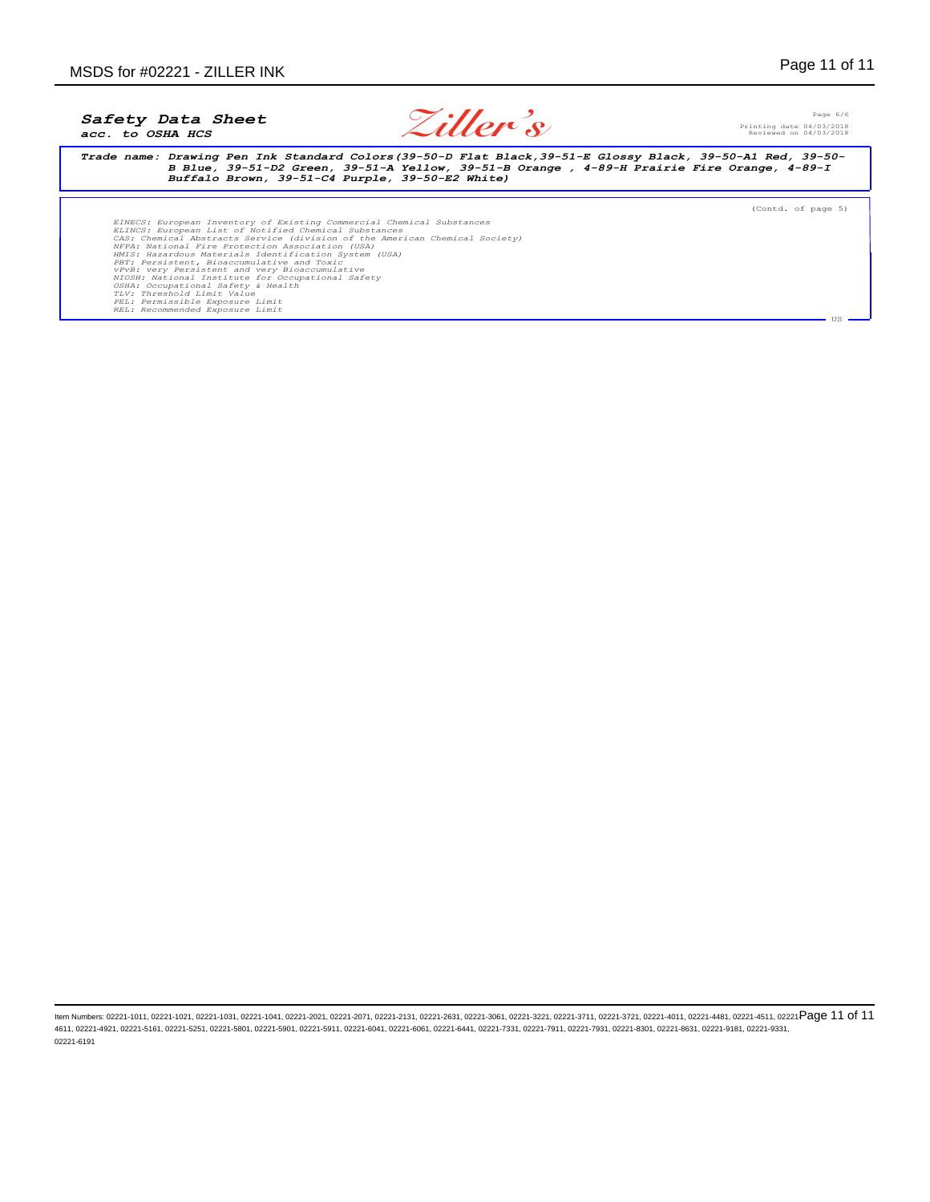**Safety Data Sheet**
***acc. to OSHA HCS***

Ziller's

Page 6/6
Printing date 04/03/2018
Reviewed on 04/03/2018

***Trade name: Drawing Pen Ink Standard Colors(39-50-D Flat Black,39-51-E Glossy Black, 39-50-A1 Red, 39-50-B Blue, 39-51-D2 Green, 39-51-A Yellow, 39-51-B Orange , 4-89-H Prairie Fire Orange, 4-89-I Buffalo Brown, 39-51-C4 Purple, 39-50-E2 White)***

(Contd. of page 5)

*EINECS: European Inventory of Existing Commercial Chemical Substances*
*ELINCS: European List of Notified Chemical Substances*
*CAS: Chemical Abstracts Service (division of the American Chemical Society)*
*NFPA: National Fire Protection Association (USA)*
*HMIS: Hazardous Materials Identification System (USA)*
*PBT: Persistent, Bioaccumulative and Toxic*
*vPvB: very Persistent and very Bioaccumulative*
*NIOSH: National Institute for Occupational Safety*
*OSHA: Occupational Safety & Health*
*TLV: Threshold Limit Value*
*PEL: Permissible Exposure Limit*
*REL: Recommended Exposure Limit*

US

Item Numbers: 02221-1011, 02221-1021, 02221-1031, 02221-1041, 02221-2021, 02221-2071, 02221-2131, 02221-2631, 02221-3061, 02221-3221, 02221-3711, 02221-3721, 02221-4011, 02221-4481, 02221-4511, 02221-4611, 02221-4921, 02221-5161, 02221-5251, 02221-5801, 02221-5901, 02221-5911, 02221-6041, 02221-6061, 02221-6441, 02221-7331, 02221-7911, 02221-7931, 02221-8301, 02221-8631, 02221-9181, 02221-9331, 02221-6191